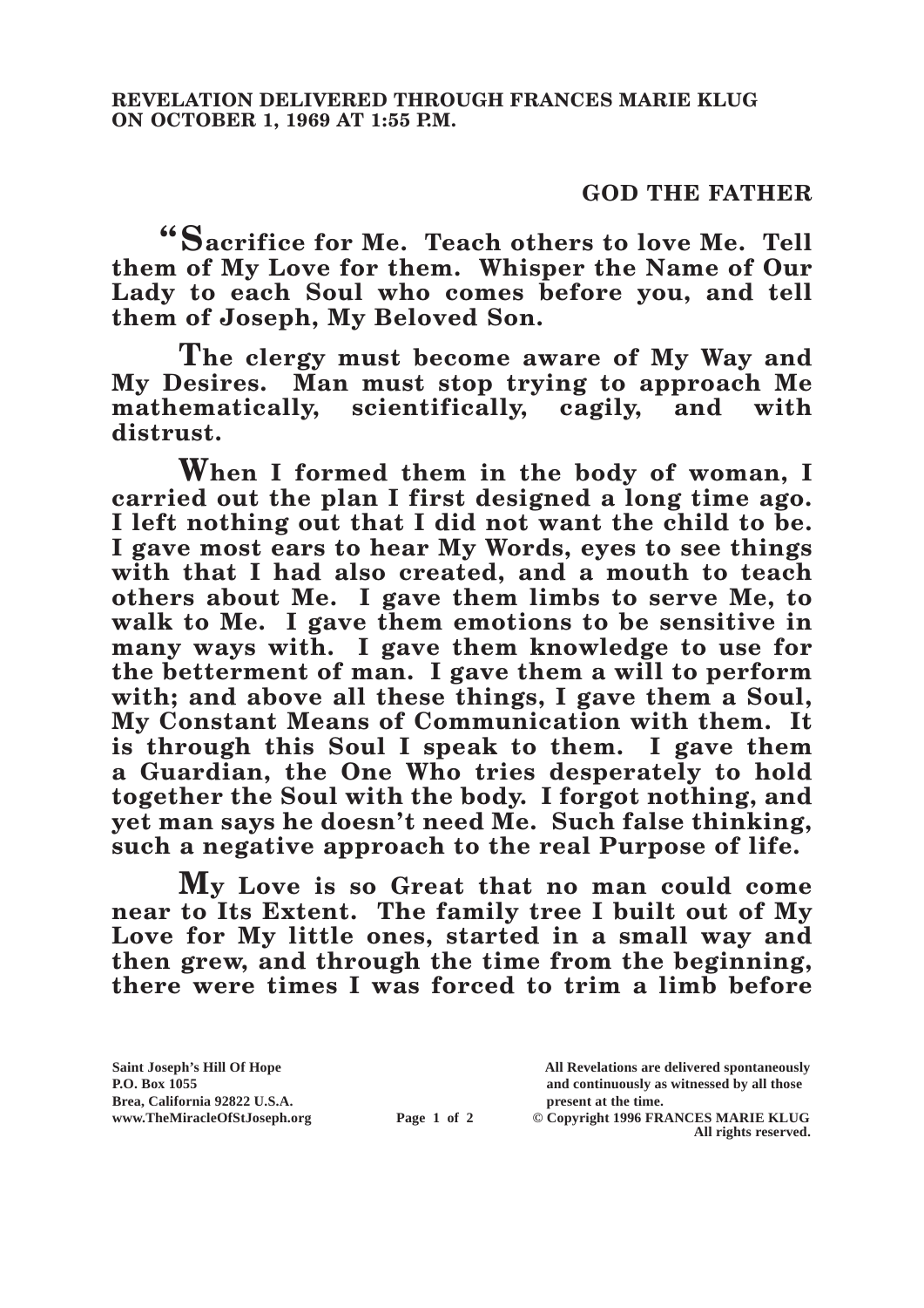**REVELATION DELIVERED THROUGH FRANCES MARIE KLUG ON OCTOBER 1, 1969 AT 1:55 P.M.**

**GOD THE FATHER**

**"Sacrifice for Me. Teach others to love Me. Tell them of My Love for them. Whisper the Name of Our Lady to each Soul who comes before you, and tell them of Joseph, My Beloved Son.**

**The clergy must become aware of My Way and My Desires. Man must stop trying to approach Me mathematically, scientifically, cagily, and with distrust.**

**When I formed them in the body of woman, I carried out the plan I first designed a long time ago. I left nothing out that I did not want the child to be. I gave most ears to hear My Words, eyes to see things with that I had also created, and a mouth to teach others about Me. I gave them limbs to serve Me, to walk to Me. I gave them emotions to be sensitive in many ways with. I gave them knowledge to use for the betterment of man. I gave them a will to perform with; and above all these things, I gave them a Soul, My Constant Means of Communication with them. It is through this Soul I speak to them. I gave them a Guardian, the One Who tries desperately to hold together the Soul with the body. I forgot nothing, and yet man says he doesn't need Me. Such false thinking, such a negative approach to the real Purpose of life.**

**My Love is so Great that no man could come near to Its Extent. The family tree I built out of My Love for My little ones, started in a small way and then grew, and through the time from the beginning, there were times I was forced to trim a limb before**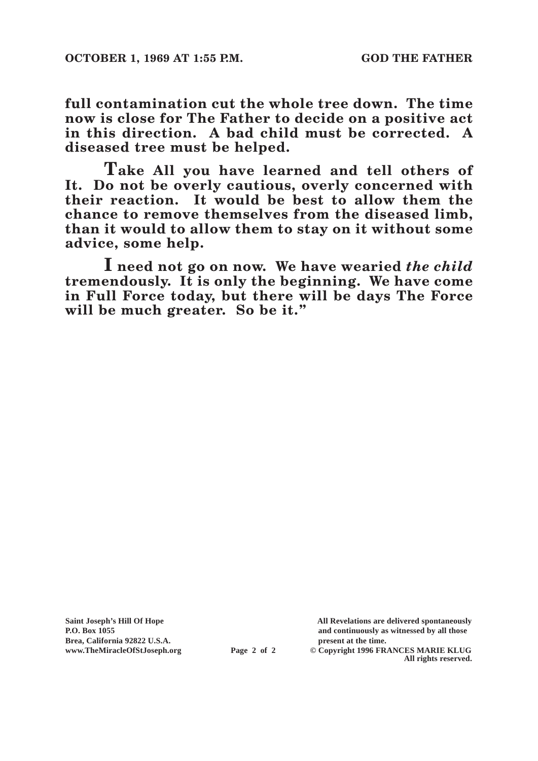**full contamination cut the whole tree down. The time now is close for The Father to decide on a positive act in this direction. A bad child must be corrected. A diseased tree must be helped.**

**Take All you have learned and tell others of It. Do not be overly cautious, overly concerned with their reaction. It would be best to allow them the chance to remove themselves from the diseased limb, than it would to allow them to stay on it without some advice, some help.**

**I need not go on now. We have wearied *the child* tremendously. It is only the beginning. We have come in Full Force today, but there will be days The Force will be much greater. So be it."**